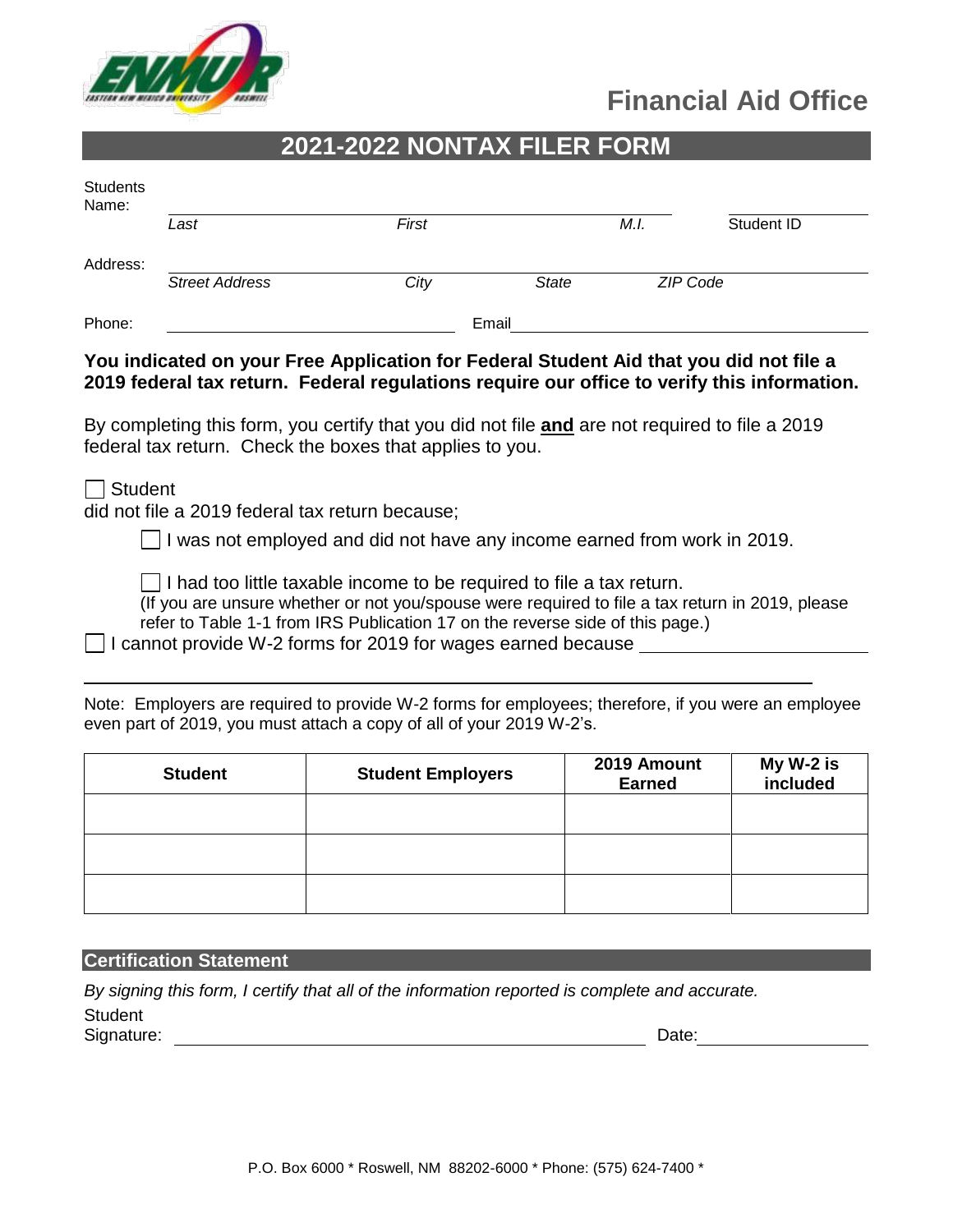**Financial Aid Office**

## 2021-2022 NONTAX FILER FORM

Students Name: ____________________ ____________________ ________ ____________________

*Last* *First* *M.I.* Student ID

Address: ____________________________________________________________

*Street Address* *City* *State* *ZIP Code*

Phone: ______________________ Email ______________________

**You indicated on your Free Application for Federal Student Aid that you did not file a 2019 federal tax return. Federal regulations require our office to verify this information.**

By completing this form, you certify that you did not file **and** are not required to file a 2019 federal tax return. Check the boxes that applies to you.

☐ Student

did not file a 2019 federal tax return because;

☐ I was not employed and did not have any income earned from work in 2019.

☐ I had too little taxable income to be required to file a tax return.
(If you are unsure whether or not you/spouse were required to file a tax return in 2019, please refer to Table 1-1 from IRS Publication 17 on the reverse side of this page.)

☐ I cannot provide W-2 forms for 2019 for wages earned because ______________________

______________________________________________________________________

Note: Employers are required to provide W-2 forms for employees; therefore, if you were an employee even part of 2019, you must attach a copy of all of your 2019 W-2's.

| Student | Student Employers | 2019 Amount Earned | My W-2 is included |
|---|---|---|---|
| | | | |
| | | | |
| | | | |

### Certification Statement

*By signing this form, I certify that all of the information reported is complete and accurate.*

Student Signature: ______________________________ Date: ______________

P.O. Box 6000 * Roswell, NM 88202-6000 * Phone: (575) 624-7400 *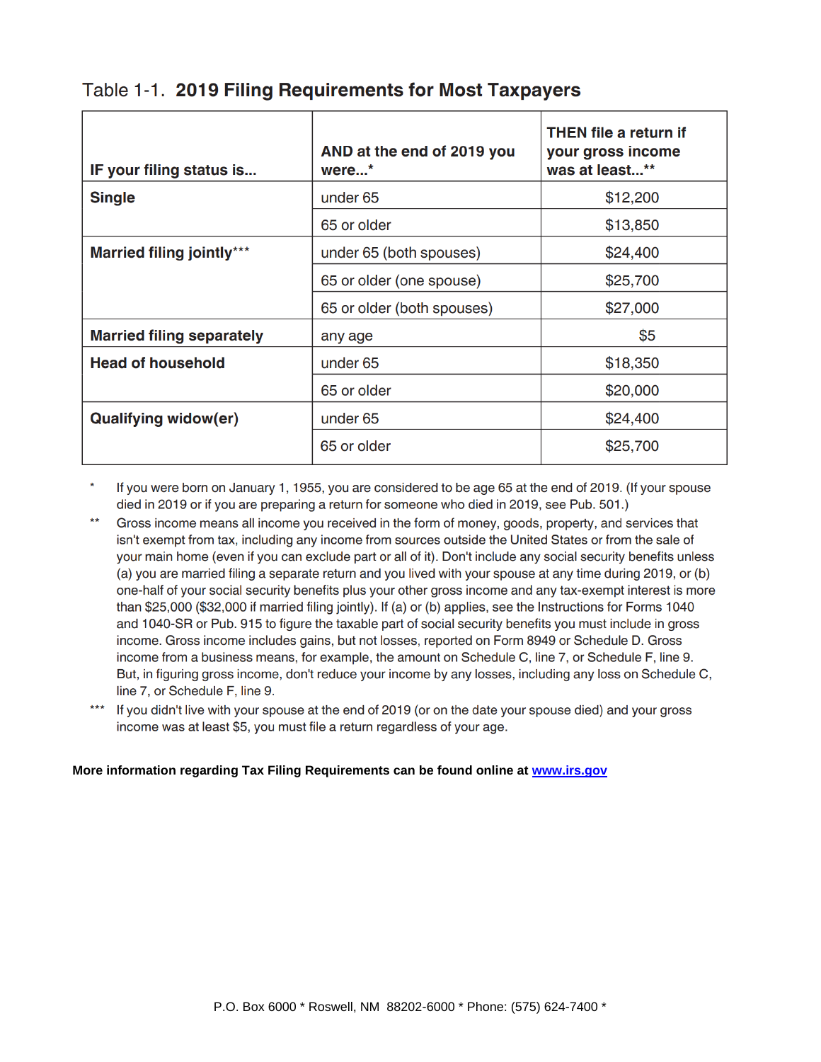## Table 1-1. **2019 Filing Requirements for Most Taxpayers**

| IF your filing status is... | AND at the end of 2019 you were...* | THEN file a return if your gross income was at least...** |
|---|---|---|
| **Single** | under 65 | $12,200 |
| | 65 or older | $13,850 |
| **Married filing jointly***** | under 65 (both spouses) | $24,400 |
| | 65 or older (one spouse) | $25,700 |
| | 65 or older (both spouses) | $27,000 |
| **Married filing separately** | any age | $5 |
| **Head of household** | under 65 | $18,350 |
| | 65 or older | $20,000 |
| **Qualifying widow(er)** | under 65 | $24,400 |
| | 65 or older | $25,700 |

\* If you were born on January 1, 1955, you are considered to be age 65 at the end of 2019. (If your spouse died in 2019 or if you are preparing a return for someone who died in 2019, see Pub. 501.)

\** Gross income means all income you received in the form of money, goods, property, and services that isn't exempt from tax, including any income from sources outside the United States or from the sale of your main home (even if you can exclude part or all of it). Don't include any social security benefits unless (a) you are married filing a separate return and you lived with your spouse at any time during 2019, or (b) one-half of your social security benefits plus your other gross income and any tax-exempt interest is more than $25,000 ($32,000 if married filing jointly). If (a) or (b) applies, see the Instructions for Forms 1040 and 1040-SR or Pub. 915 to figure the taxable part of social security benefits you must include in gross income. Gross income includes gains, but not losses, reported on Form 8949 or Schedule D. Gross income from a business means, for example, the amount on Schedule C, line 7, or Schedule F, line 9. But, in figuring gross income, don't reduce your income by any losses, including any loss on Schedule C, line 7, or Schedule F, line 9.

\*** If you didn't live with your spouse at the end of 2019 (or on the date your spouse died) and your gross income was at least $5, you must file a return regardless of your age.

**More information regarding Tax Filing Requirements can be found online at [www.irs.gov](http://www.irs.gov)**

P.O. Box 6000 * Roswell, NM 88202-6000 * Phone: (575) 624-7400 *